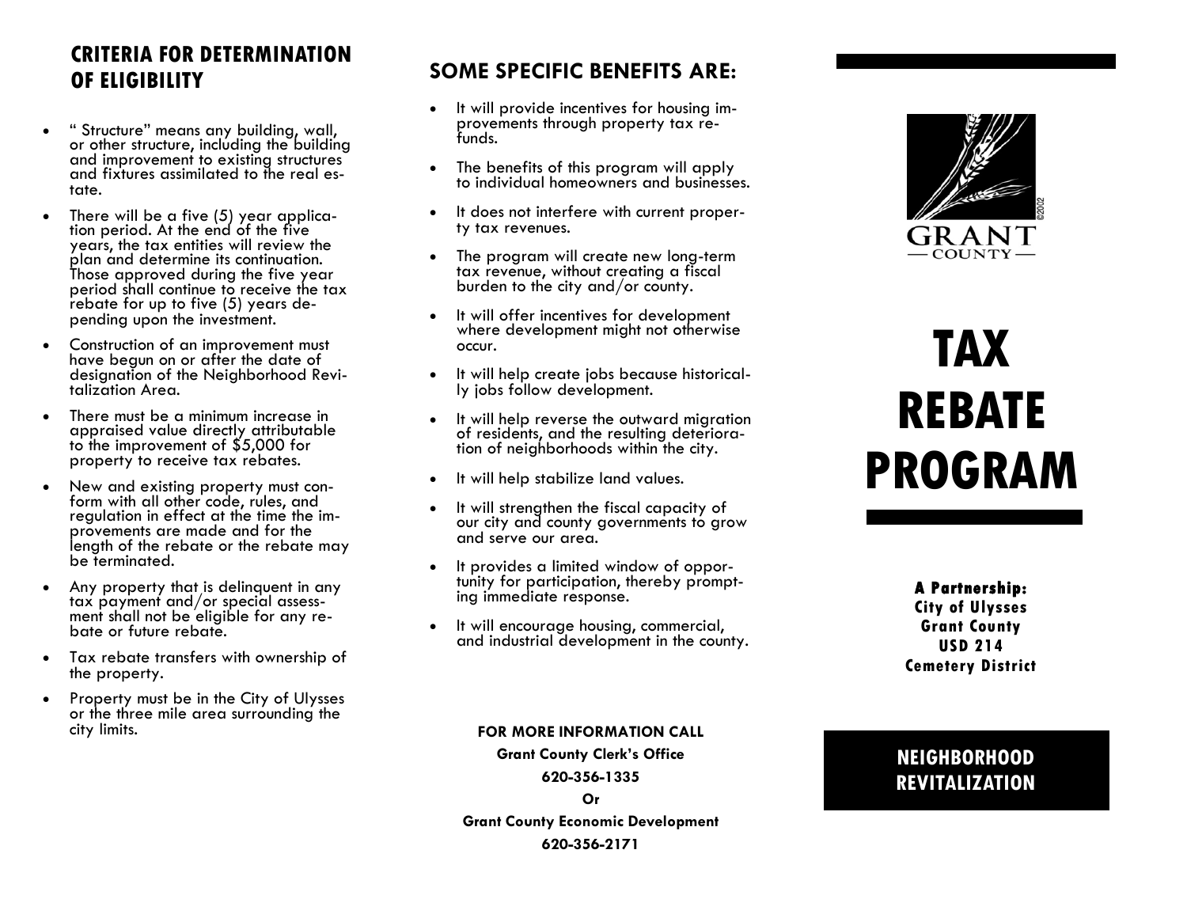## CRITERIA FOR DETERMINATION OF ELIGIBILITY

- " Structure" means any building, wall, or other structure, including the building and improvement to existing structures and fixtures assimilated to the real estate.
- There will be a five (5) year application period. At the end of the five years, the tax entities will review the plan and determine its continuation. Those approved during the five year period shall continue to receive the tax rebate for up to five (5) years depending upon the investment.
- Construction of an improvement must have begun on or after the date of designation of the Neighborhood Revitalization Area.
- There must be a minimum increase in appraised value directly attributable to the improvement of $5,000 for property to receive tax rebates.
- New and existing property must conform with all other code, rules, and regulation in effect at the time the improvements are made and for the length of the rebate or the rebate may be terminated.
- Any property that is delinquent in any tax payment and/or special assessment shall not be eligible for any rebate or future rebate.
- Tax rebate transfers with ownership of the property.
- Property must be in the City of Ulysses or the three mile area surrounding the city limits.

## SOME SPECIFIC BENEFITS ARE:

- It will provide incentives for housing improvements through property tax refunds.
- The benefits of this program will apply to individual homeowners and businesses.
- It does not interfere with current property tax revenues.
- The program will create new long-term tax revenue, without creating a fiscal burden to the city and/or county.
- It will offer incentives for development where development might not otherwise occur.
- It will help create jobs because historically jobs follow development.
- It will help reverse the outward migration of residents, and the resulting deterioration of neighborhoods within the city.
- It will help stabilize land values.
- It will strengthen the fiscal capacity of our city and county governments to grow and serve our area.
- It provides a limited window of opportunity for participation, thereby prompting immediate response.
- It will encourage housing, commercial, and industrial development in the county.

**FOR MORE INFORMATION CALL**
**Grant County Clerk's Office**
**620-356-1335**
**Or**
**Grant County Economic Development**
**620-356-2171**

GRANT — COUNTY — ©2002

# TAX REBATE PROGRAM

**A Partnership:**
**City of Ulysses**
**Grant County**
**USD 214**
**Cemetery District**

## NEIGHBORHOOD REVITALIZATION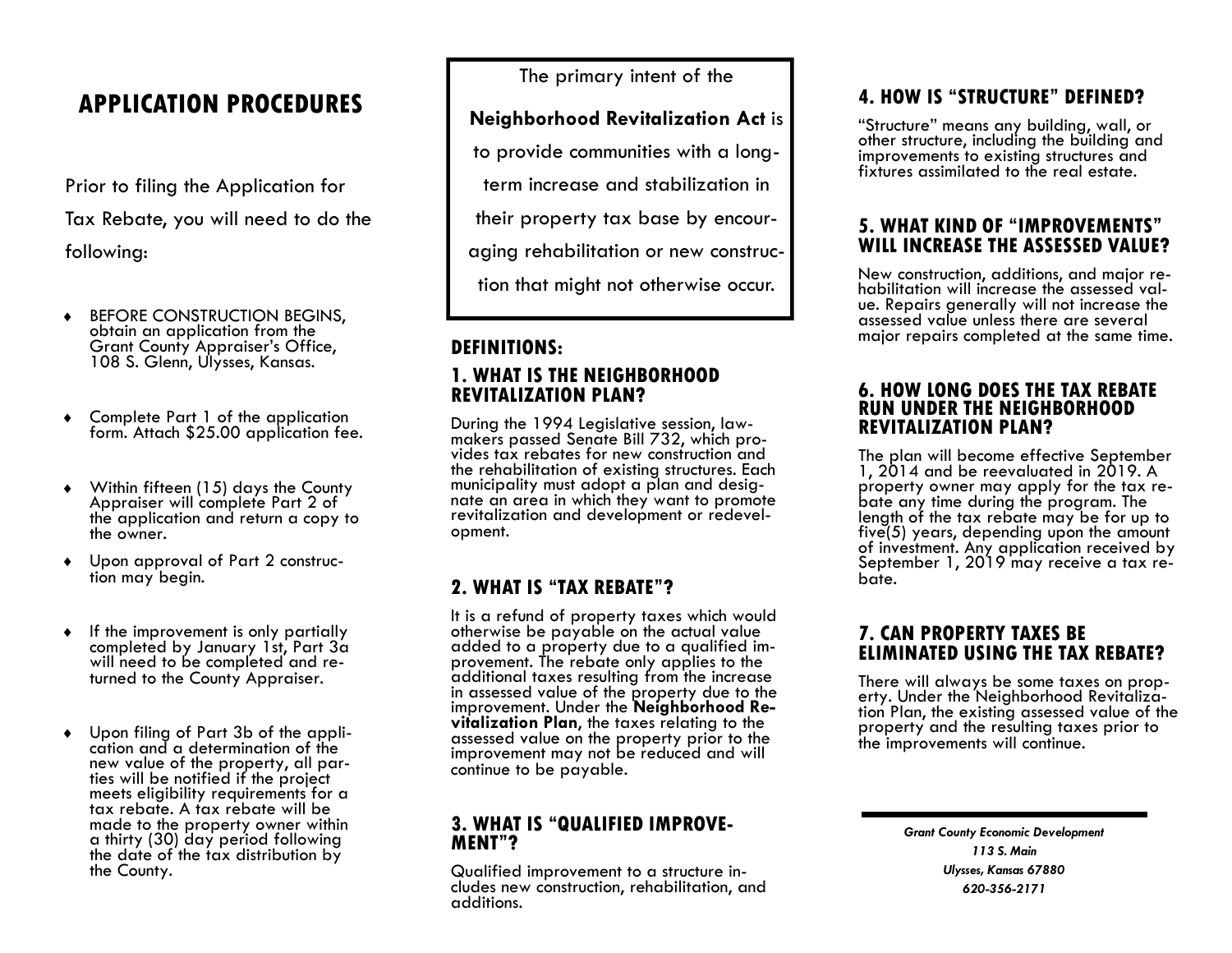# APPLICATION PROCEDURES

Prior to filing the Application for Tax Rebate, you will need to do the following:

- BEFORE CONSTRUCTION BEGINS, obtain an application from the Grant County Appraiser's Office, 108 S. Glenn, Ulysses, Kansas.
- Complete Part 1 of the application form. Attach $25.00 application fee.
- Within fifteen (15) days the County Appraiser will complete Part 2 of the application and return a copy to the owner.
- Upon approval of Part 2 construction may begin.
- If the improvement is only partially completed by January 1st, Part 3a will need to be completed and returned to the County Appraiser.
- Upon filing of Part 3b of the application and a determination of the new value of the property, all parties will be notified if the project meets eligibility requirements for a tax rebate. A tax rebate will be made to the property owner within a thirty (30) day period following the date of the tax distribution by the County.

The primary intent of the **Neighborhood Revitalization Act** is to provide communities with a long-term increase and stabilization in their property tax base by encouraging rehabilitation or new construction that might not otherwise occur.

## DEFINITIONS:

### 1. WHAT IS THE NEIGHBORHOOD REVITALIZATION PLAN?

During the 1994 Legislative session, lawmakers passed Senate Bill 732, which provides tax rebates for new construction and the rehabilitation of existing structures. Each municipality must adopt a plan and designate an area in which they want to promote revitalization and development or redevelopment.

### 2. WHAT IS "TAX REBATE"?

It is a refund of property taxes which would otherwise be payable on the actual value added to a property due to a qualified improvement. The rebate only applies to the additional taxes resulting from the increase in assessed value of the property due to the improvement. Under the **Neighborhood Revitalization Plan**, the taxes relating to the assessed value on the property prior to the improvement may not be reduced and will continue to be payable.

### 3. WHAT IS "QUALIFIED IMPROVEMENT"?

Qualified improvement to a structure includes new construction, rehabilitation, and additions.

### 4. HOW IS "STRUCTURE" DEFINED?

"Structure" means any building, wall, or other structure, including the building and improvements to existing structures and fixtures assimilated to the real estate.

### 5. WHAT KIND OF "IMPROVEMENTS" WILL INCREASE THE ASSESSED VALUE?

New construction, additions, and major rehabilitation will increase the assessed value. Repairs generally will not increase the assessed value unless there are several major repairs completed at the same time.

### 6. HOW LONG DOES THE TAX REBATE RUN UNDER THE NEIGHBORHOOD REVITALIZATION PLAN?

The plan will become effective September 1, 2014 and be reevaluated in 2019. A property owner may apply for the tax rebate any time during the program. The length of the tax rebate may be for up to five(5) years, depending upon the amount of investment. Any application received by September 1, 2019 may receive a tax rebate.

### 7. CAN PROPERTY TAXES BE ELIMINATED USING THE TAX REBATE?

There will always be some taxes on property. Under the Neighborhood Revitalization Plan, the existing assessed value of the property and the resulting taxes prior to the improvements will continue.

***Grant County Economic Development***
***113 S. Main***
***Ulysses, Kansas 67880***
***620-356-2171***